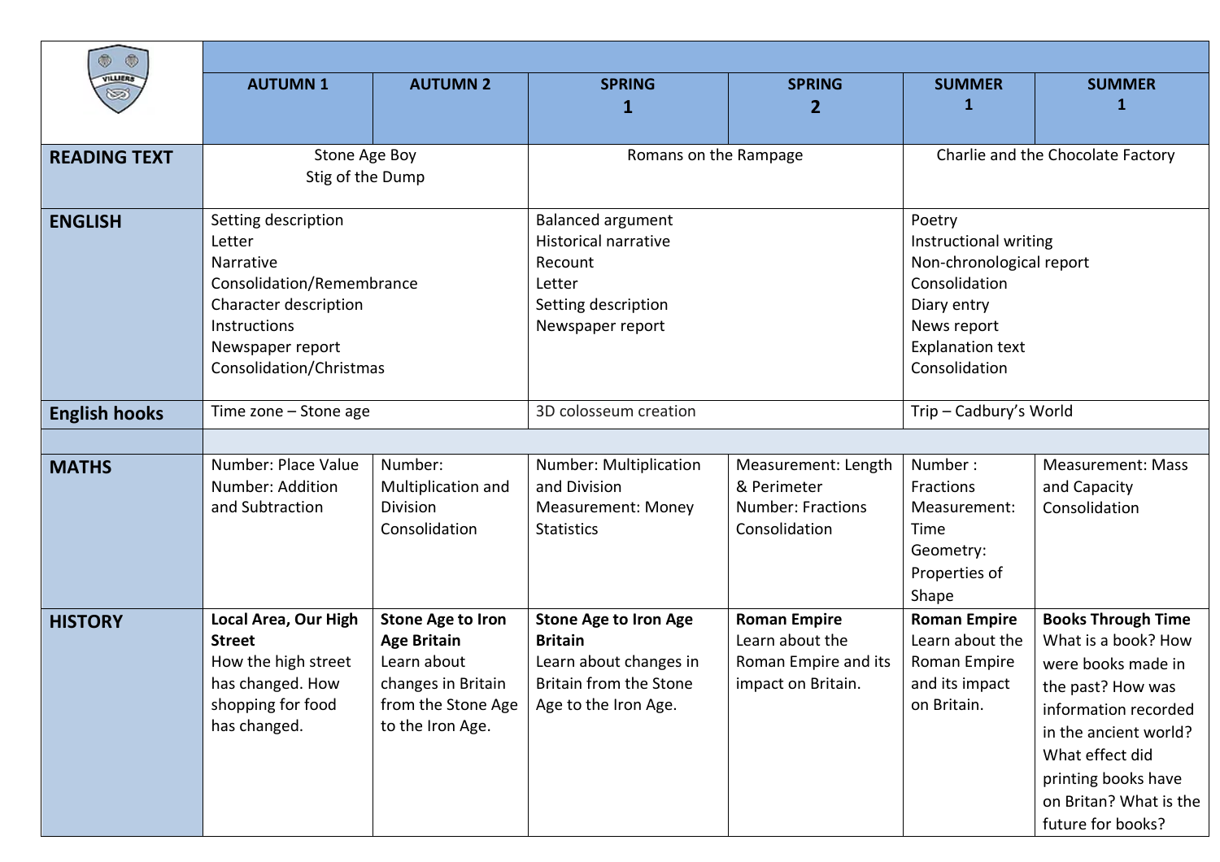| | AUTUMN 1 | AUTUMN 2 | SPRING 1 | SPRING 2 | SUMMER 1 | SUMMER 1 |
|---|---|---|---|---|---|---|
| **READING TEXT** | Stone Age Boy<br>Stig of the Dump | | Romans on the Rampage | | Charlie and the Chocolate Factory | |
| **ENGLISH** | Setting description<br>Letter<br>Narrative<br>Consolidation/Remembrance<br>Character description<br>Instructions<br>Newspaper report<br>Consolidation/Christmas | | Balanced argument<br>Historical narrative<br>Recount<br>Letter<br>Setting description<br>Newspaper report | | Poetry<br>Instructional writing<br>Non-chronological report<br>Consolidation<br>Diary entry<br>News report<br>Explanation text<br>Consolidation | |
| **English hooks** | Time zone – Stone age | | 3D colosseum creation | | Trip – Cadbury's World | |
| | | | | | | |
| **MATHS** | Number: Place Value<br>Number: Addition and Subtraction | Number: Multiplication and Division<br>Consolidation | Number: Multiplication and Division<br>Measurement: Money<br>Statistics | Measurement: Length & Perimeter<br>Number: Fractions<br>Consolidation | Number : Fractions<br>Measurement: Time<br>Geometry: Properties of Shape | Measurement: Mass and Capacity<br>Consolidation |
| **HISTORY** | **Local Area, Our High Street**<br>How the high street has changed. How shopping for food has changed. | **Stone Age to Iron Age Britain**<br>Learn about changes in Britain from the Stone Age to the Iron Age. | **Stone Age to Iron Age Britain**<br>Learn about changes in Britain from the Stone Age to the Iron Age. | **Roman Empire**<br>Learn about the Roman Empire and its impact on Britain. | **Roman Empire**<br>Learn about the Roman Empire and its impact on Britain. | **Books Through Time**<br>What is a book? How were books made in the past? How was information recorded in the ancient world? What effect did printing books have on Britan? What is the future for books? |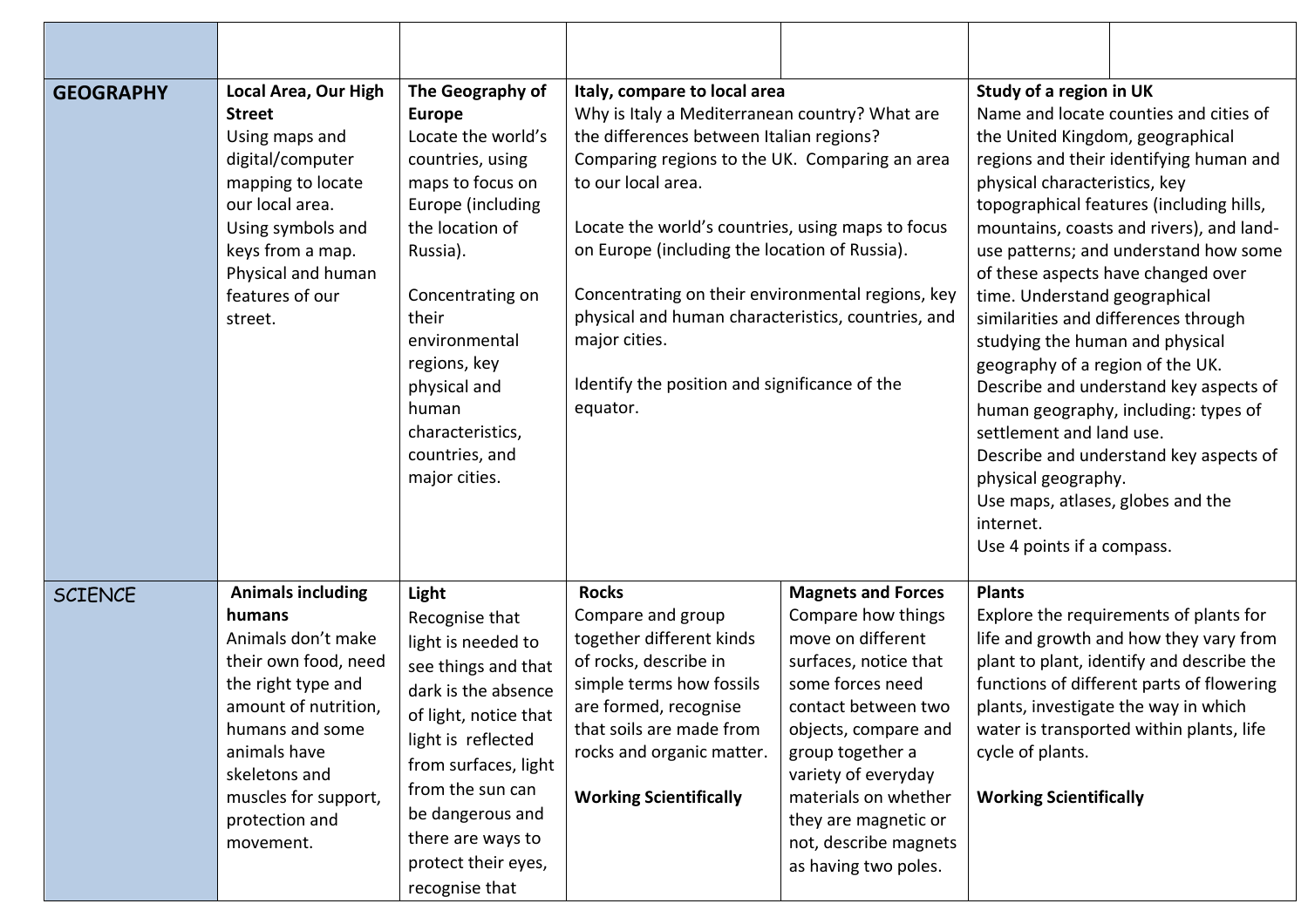| | | | | | | |
|---|---|---|---|---|---|---|
| **GEOGRAPHY** | **Local Area, Our High Street**<br>Using maps and digital/computer mapping to locate our local area.<br>Using symbols and keys from a map.<br>Physical and human features of our street. | **The Geography of Europe**<br>Locate the world's countries, using maps to focus on Europe (including the location of Russia).<br><br>Concentrating on their environmental regions, key physical and human characteristics, countries, and major cities. | **Italy, compare to local area**<br>Why is Italy a Mediterranean country? What are the differences between Italian regions? Comparing regions to the UK. Comparing an area to our local area.<br><br>Locate the world's countries, using maps to focus on Europe (including the location of Russia).<br><br>Concentrating on their environmental regions, key physical and human characteristics, countries, and major cities.<br><br>Identify the position and significance of the equator. | | **Study of a region in UK**<br>Name and locate counties and cities of the United Kingdom, geographical regions and their identifying human and physical characteristics, key topographical features (including hills, mountains, coasts and rivers), and land-use patterns; and understand how some of these aspects have changed over time. Understand geographical similarities and differences through studying the human and physical geography of a region of the UK.<br>Describe and understand key aspects of human geography, including: types of settlement and land use.<br>Describe and understand key aspects of physical geography.<br>Use maps, atlases, globes and the internet.<br>Use 4 points if a compass. | |
| SCIENCE | **Animals including humans**<br>Animals don't make their own food, need the right type and amount of nutrition, humans and some animals have skeletons and muscles for support, protection and movement. | **Light**<br>Recognise that light is needed to see things and that dark is the absence of light, notice that light is reflected from surfaces, light from the sun can be dangerous and there are ways to protect their eyes, recognise that | **Rocks**<br>Compare and group together different kinds of rocks, describe in simple terms how fossils are formed, recognise that soils are made from rocks and organic matter.<br><br>**Working Scientifically** | **Magnets and Forces**<br>Compare how things move on different surfaces, notice that some forces need contact between two objects, compare and group together a variety of everyday materials on whether they are magnetic or not, describe magnets as having two poles. | **Plants**<br>Explore the requirements of plants for life and growth and how they vary from plant to plant, identify and describe the functions of different parts of flowering plants, investigate the way in which water is transported within plants, life cycle of plants.<br><br>**Working Scientifically** | |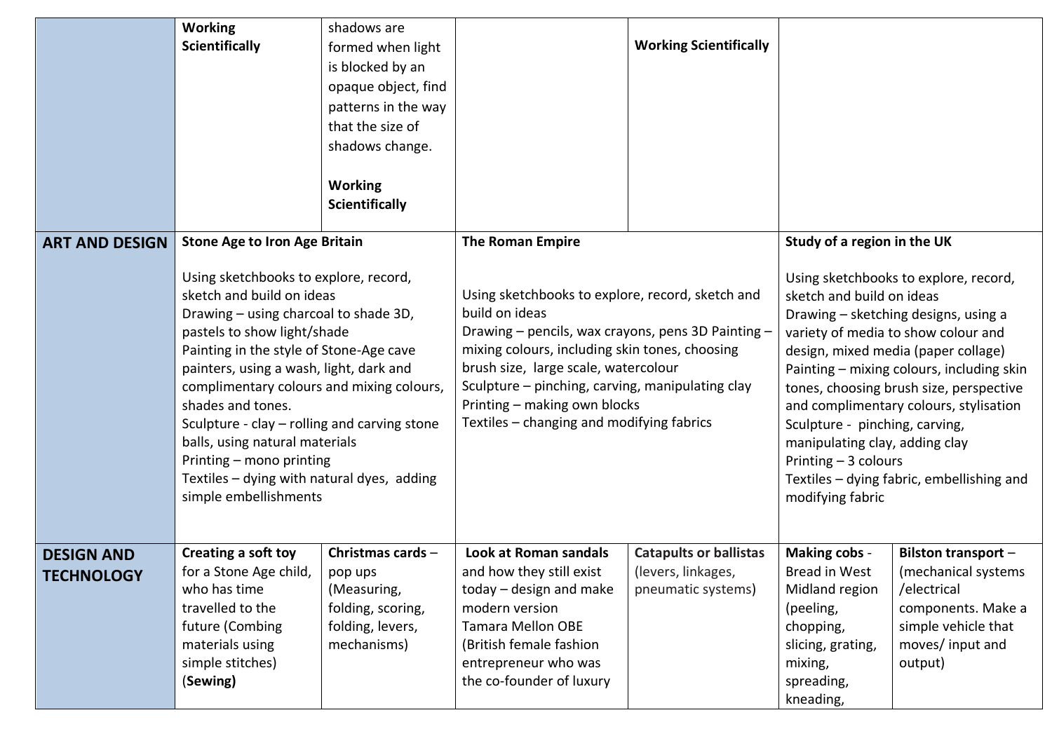| | | | | | | |
|---|---|---|---|---|---|---|
| | **Working Scientifically** | shadows are formed when light is blocked by an opaque object, find patterns in the way that the size of shadows change.<br><br>**Working Scientifically** | | **Working Scientifically** | | |
| **ART AND DESIGN** | **Stone Age to Iron Age Britain**<br><br>Using sketchbooks to explore, record, sketch and build on ideas<br>Drawing – using charcoal to shade 3D, pastels to show light/shade<br>Painting in the style of Stone-Age cave painters, using a wash, light, dark and complimentary colours and mixing colours, shades and tones.<br>Sculpture - clay – rolling and carving stone balls, using natural materials<br>Printing – mono printing<br>Textiles – dying with natural dyes, adding simple embellishments | | **The Roman Empire**<br><br>Using sketchbooks to explore, record, sketch and build on ideas<br>Drawing – pencils, wax crayons, pens 3D Painting – mixing colours, including skin tones, choosing brush size, large scale, watercolour<br>Sculpture – pinching, carving, manipulating clay<br>Printing – making own blocks<br>Textiles – changing and modifying fabrics | | **Study of a region in the UK**<br><br>Using sketchbooks to explore, record, sketch and build on ideas<br>Drawing – sketching designs, using a variety of media to show colour and design, mixed media (paper collage)<br>Painting – mixing colours, including skin tones, choosing brush size, perspective and complimentary colours, stylisation<br>Sculpture - pinching, carving, manipulating clay, adding clay<br>Printing – 3 colours<br>Textiles – dying fabric, embellishing and modifying fabric | |
| **DESIGN AND TECHNOLOGY** | **Creating a soft toy** for a Stone Age child, who has time travelled to the future (Combing materials using simple stitches) (**Sewing)** | **Christmas cards** – pop ups (Measuring, folding, scoring, folding, levers, mechanisms) | **Look at Roman sandals** and how they still exist today – design and make modern version<br>Tamara Mellon OBE (British female fashion entrepreneur who was the co-founder of luxury | **Catapults or ballistas** (levers, linkages, pneumatic systems) | **Making cobs** - Bread in West Midland region (peeling, chopping, slicing, grating, mixing, spreading, kneading, | **Bilston transport** – (mechanical systems /electrical components. Make a simple vehicle that moves/ input and output) |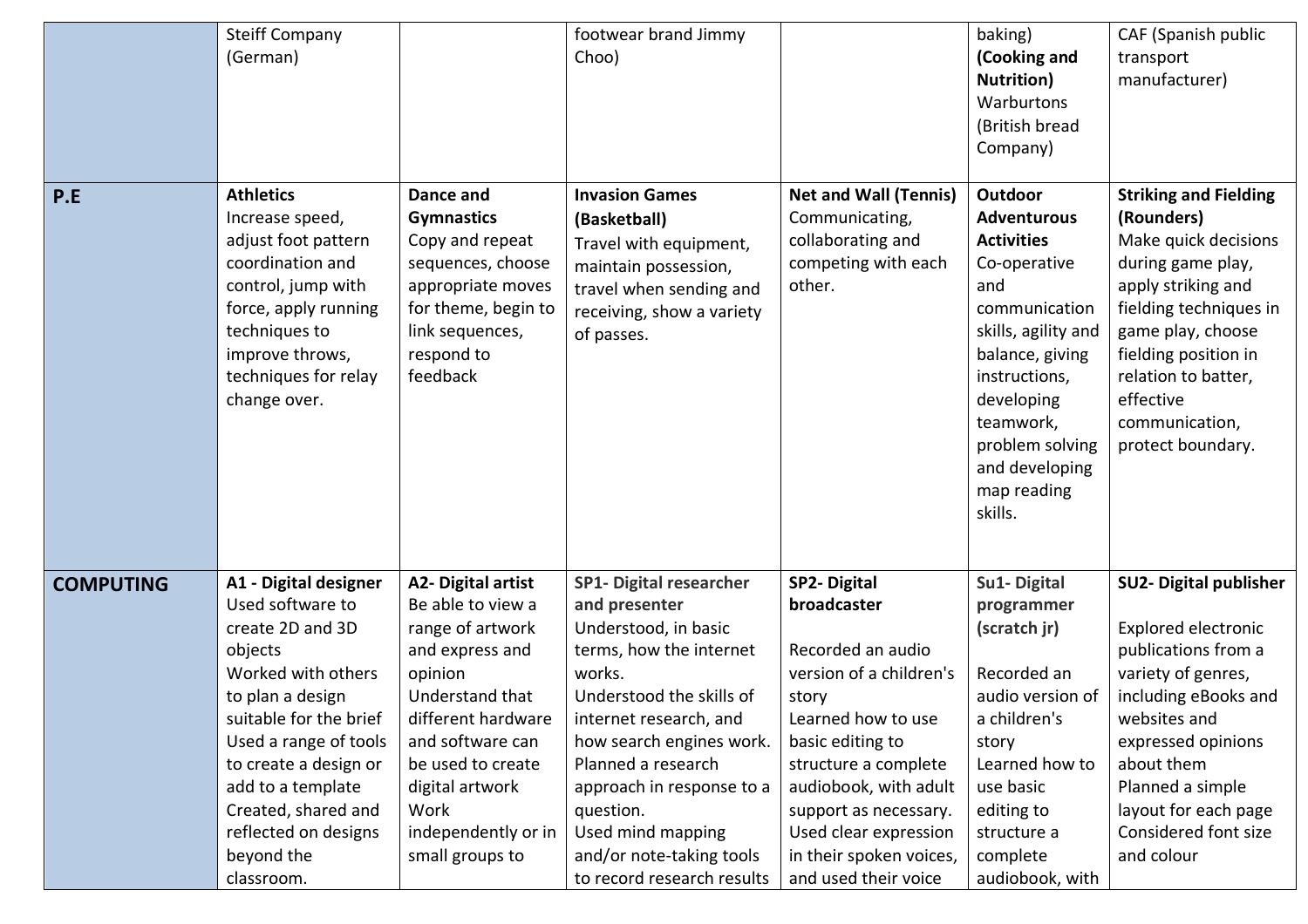| | | | | | | |
|---|---|---|---|---|---|---|
| | Steiff Company (German) | | footwear brand Jimmy Choo) | | baking) **(Cooking and Nutrition)** Warburtons (British bread Company) | CAF (Spanish public transport manufacturer) |
| **P.E** | **Athletics** Increase speed, adjust foot pattern coordination and control, jump with force, apply running techniques to improve throws, techniques for relay change over. | **Dance and Gymnastics** Copy and repeat sequences, choose appropriate moves for theme, begin to link sequences, respond to feedback | **Invasion Games (Basketball)** Travel with equipment, maintain possession, travel when sending and receiving, show a variety of passes. | **Net and Wall (Tennis)** Communicating, collaborating and competing with each other. | **Outdoor Adventurous Activities** Co-operative and communication skills, agility and balance, giving instructions, developing teamwork, problem solving and developing map reading skills. | **Striking and Fielding (Rounders)** Make quick decisions during game play, apply striking and fielding techniques in game play, choose fielding position in relation to batter, effective communication, protect boundary. |
| **COMPUTING** | **A1 - Digital designer** Used software to create 2D and 3D objects Worked with others to plan a design suitable for the brief Used a range of tools to create a design or add to a template Created, shared and reflected on designs beyond the classroom. | **A2- Digital artist** Be able to view a range of artwork and express and opinion Understand that different hardware and software can be used to create digital artwork Work independently or in small groups to | **SP1- Digital researcher and presenter** Understood, in basic terms, how the internet works. Understood the skills of internet research, and how search engines work. Planned a research approach in response to a question. Used mind mapping and/or note-taking tools to record research results | **SP2- Digital broadcaster** Recorded an audio version of a children's story Learned how to use basic editing to structure a complete audiobook, with adult support as necessary. Used clear expression in their spoken voices, and used their voice | **Su1- Digital programmer (scratch jr)** Recorded an audio version of a children's story Learned how to use basic editing to structure a complete audiobook, with | **SU2- Digital publisher** Explored electronic publications from a variety of genres, including eBooks and websites and expressed opinions about them Planned a simple layout for each page Considered font size and colour |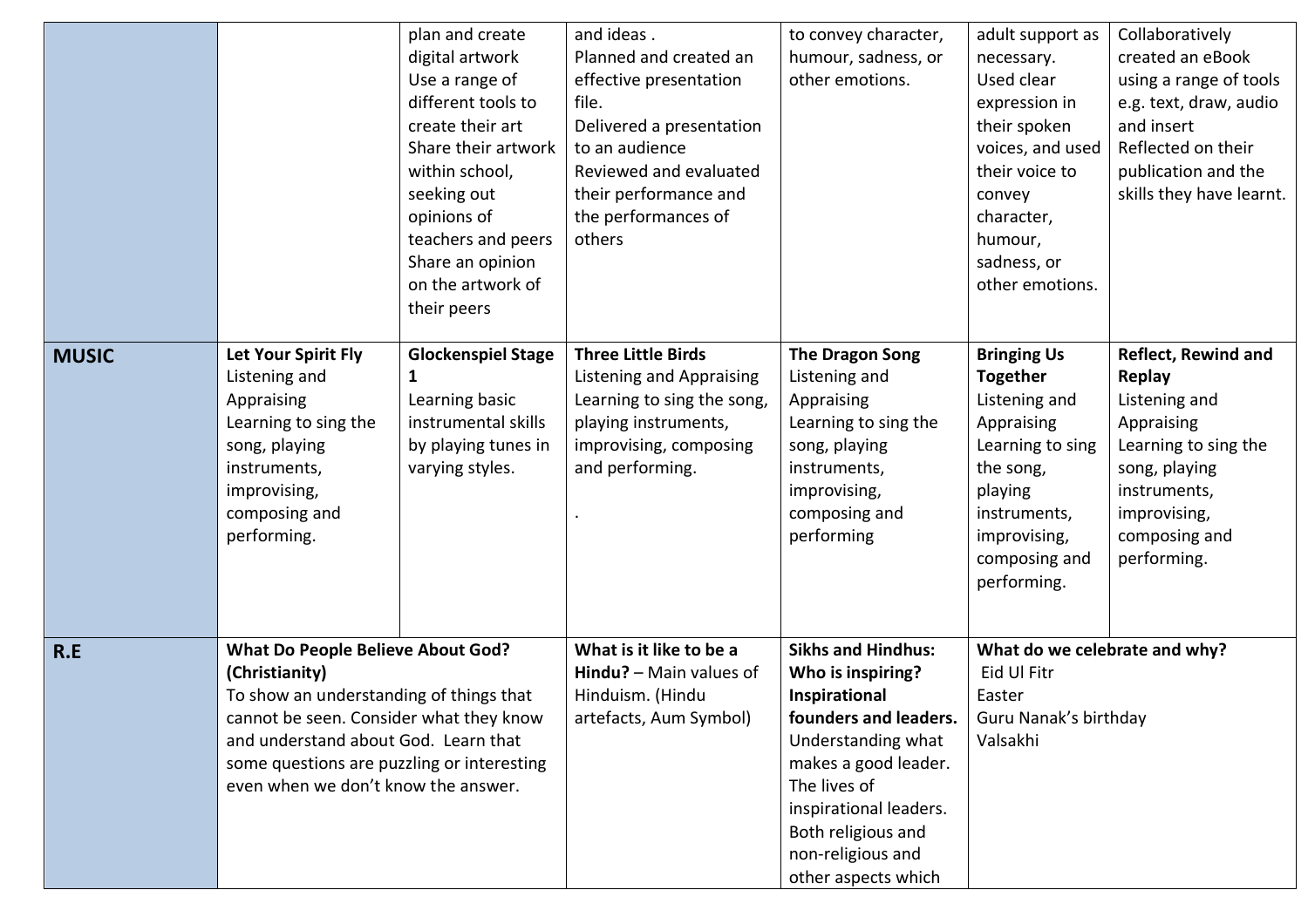| | | | | | | |
|---|---|---|---|---|---|---|
| | | plan and create digital artwork<br>Use a range of different tools to create their art<br>Share their artwork within school, seeking out opinions of teachers and peers<br>Share an opinion on the artwork of their peers | and ideas .<br>Planned and created an effective presentation file.<br>Delivered a presentation to an audience<br>Reviewed and evaluated their performance and the performances of others | to convey character, humour, sadness, or other emotions. | adult support as necessary.<br>Used clear expression in their spoken voices, and used their voice to convey character, humour, sadness, or other emotions. | Collaboratively created an eBook using a range of tools e.g. text, draw, audio and insert<br>Reflected on their publication and the skills they have learnt. |
| **MUSIC** | **Let Your Spirit Fly**<br>Listening and Appraising<br>Learning to sing the song, playing instruments, improvising, composing and performing. | **Glockenspiel Stage 1**<br>Learning basic instrumental skills by playing tunes in varying styles. | **Three Little Birds**<br>Listening and Appraising<br>Learning to sing the song, playing instruments, improvising, composing and performing.<br><br>. | **The Dragon Song**<br>Listening and Appraising<br>Learning to sing the song, playing instruments, improvising, composing and performing | **Bringing Us Together**<br>Listening and Appraising<br>Learning to sing the song, playing instruments, improvising, composing and performing. | **Reflect, Rewind and Replay**<br>Listening and Appraising<br>Learning to sing the song, playing instruments, improvising, composing and performing. |
| **R.E** | **What Do People Believe About God? (Christianity)**<br>To show an understanding of things that cannot be seen. Consider what they know and understand about God. Learn that some questions are puzzling or interesting even when we don't know the answer. | | **What is it like to be a Hindu?** – Main values of Hinduism. (Hindu artefacts, Aum Symbol) | **Sikhs and Hindhus: Who is inspiring? Inspirational founders and leaders.**<br>Understanding what makes a good leader. The lives of inspirational leaders. Both religious and non-religious and other aspects which | **What do we celebrate and why?**<br>Eid Ul Fitr<br>Easter<br>Guru Nanak's birthday<br>Valsakhi | |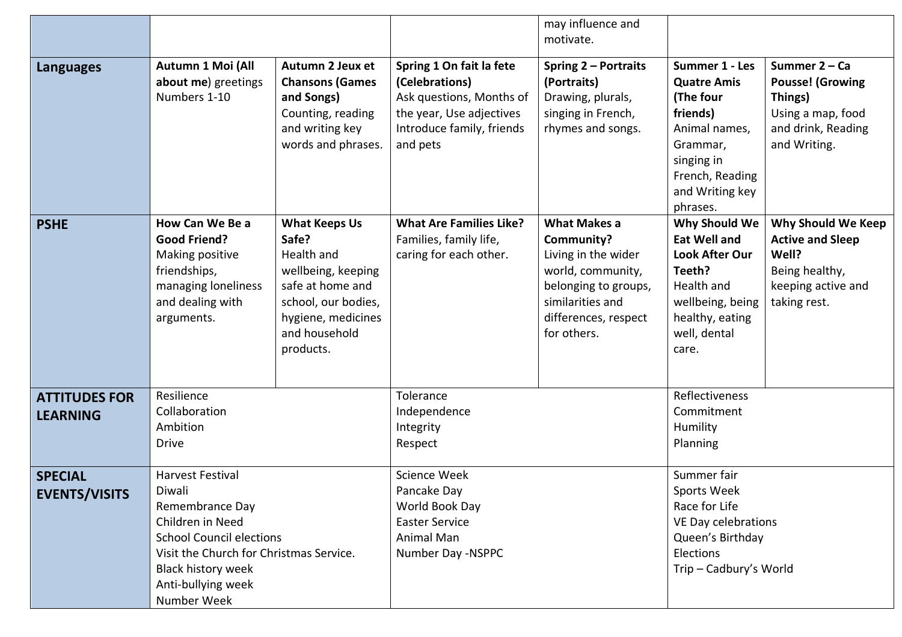| | | | | | | |
|---|---|---|---|---|---|---|
| | | | | may influence and motivate. | | |
| **Languages** | **Autumn 1 Moi (All about me**) greetings Numbers 1-10 | **Autumn 2 Jeux et Chansons (Games and Songs)** Counting, reading and writing key words and phrases. | **Spring 1 On fait la fete (Celebrations)** Ask questions, Months of the year, Use adjectives Introduce family, friends and pets | **Spring 2 – Portraits (Portraits)** Drawing, plurals, singing in French, rhymes and songs. | **Summer 1 - Les Quatre Amis (The four friends)** Animal names, Grammar, singing in French, Reading and Writing key phrases. | **Summer 2 – Ca Pousse! (Growing Things)** Using a map, food and drink, Reading and Writing. |
| **PSHE** | **How Can We Be a Good Friend?** Making positive friendships, managing loneliness and dealing with arguments. | **What Keeps Us Safe?** Health and wellbeing, keeping safe at home and school, our bodies, hygiene, medicines and household products. | **What Are Families Like?** Families, family life, caring for each other. | **What Makes a Community?** Living in the wider world, community, belonging to groups, similarities and differences, respect for others. | **Why Should We Eat Well and Look After Our Teeth?** Health and wellbeing, being healthy, eating well, dental care. | **Why Should We Keep Active and Sleep Well?** Being healthy, keeping active and taking rest. |
| **ATTITUDES FOR LEARNING** | Resilience<br>Collaboration<br>Ambition<br>Drive | | Tolerance<br>Independence<br>Integrity<br>Respect | | Reflectiveness<br>Commitment<br>Humility<br>Planning | |
| **SPECIAL EVENTS/VISITS** | Harvest Festival<br>Diwali<br>Remembrance Day<br>Children in Need<br>School Council elections<br>Visit the Church for Christmas Service.<br>Black history week<br>Anti-bullying week<br>Number Week | | Science Week<br>Pancake Day<br>World Book Day<br>Easter Service<br>Animal Man<br>Number Day -NSPPC | | Summer fair<br>Sports Week<br>Race for Life<br>VE Day celebrations<br>Queen's Birthday<br>Elections<br>Trip – Cadbury's World | |